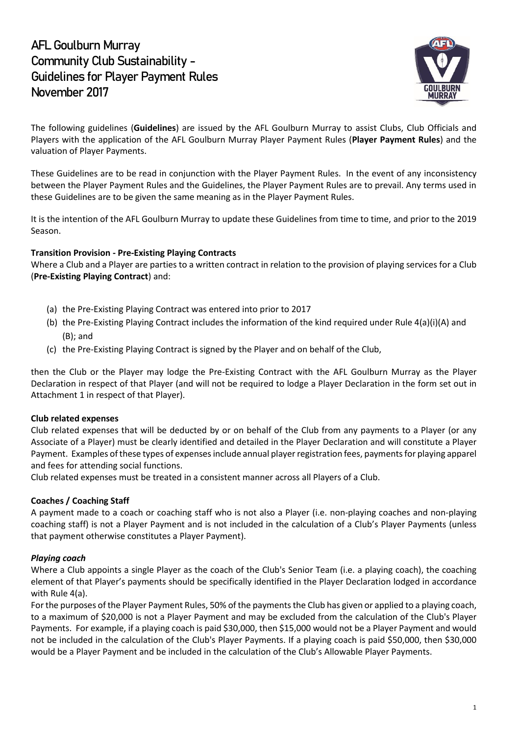# AFL Goulburn Murray
# Community Club Sustainability - Guidelines for Player Payment Rules
# November 2017

The following guidelines (**Guidelines**) are issued by the AFL Goulburn Murray to assist Clubs, Club Officials and Players with the application of the AFL Goulburn Murray Player Payment Rules (**Player Payment Rules**) and the valuation of Player Payments.

These Guidelines are to be read in conjunction with the Player Payment Rules. In the event of any inconsistency between the Player Payment Rules and the Guidelines, the Player Payment Rules are to prevail. Any terms used in these Guidelines are to be given the same meaning as in the Player Payment Rules.

It is the intention of the AFL Goulburn Murray to update these Guidelines from time to time, and prior to the 2019 Season.

**Transition Provision - Pre-Existing Playing Contracts**

Where a Club and a Player are parties to a written contract in relation to the provision of playing services for a Club (**Pre-Existing Playing Contract**) and:

(a) the Pre-Existing Playing Contract was entered into prior to 2017
(b) the Pre-Existing Playing Contract includes the information of the kind required under Rule 4(a)(i)(A) and (B); and
(c) the Pre-Existing Playing Contract is signed by the Player and on behalf of the Club,

then the Club or the Player may lodge the Pre-Existing Contract with the AFL Goulburn Murray as the Player Declaration in respect of that Player (and will not be required to lodge a Player Declaration in the form set out in Attachment 1 in respect of that Player).

**Club related expenses**

Club related expenses that will be deducted by or on behalf of the Club from any payments to a Player (or any Associate of a Player) must be clearly identified and detailed in the Player Declaration and will constitute a Player Payment. Examples of these types of expenses include annual player registration fees, payments for playing apparel and fees for attending social functions.
Club related expenses must be treated in a consistent manner across all Players of a Club.

**Coaches / Coaching Staff**

A payment made to a coach or coaching staff who is not also a Player (i.e. non-playing coaches and non-playing coaching staff) is not a Player Payment and is not included in the calculation of a Club's Player Payments (unless that payment otherwise constitutes a Player Payment).

***Playing coach***

Where a Club appoints a single Player as the coach of the Club's Senior Team (i.e. a playing coach), the coaching element of that Player's payments should be specifically identified in the Player Declaration lodged in accordance with Rule 4(a).
For the purposes of the Player Payment Rules, 50% of the payments the Club has given or applied to a playing coach, to a maximum of $20,000 is not a Player Payment and may be excluded from the calculation of the Club's Player Payments. For example, if a playing coach is paid $30,000, then $15,000 would not be a Player Payment and would not be included in the calculation of the Club's Player Payments. If a playing coach is paid $50,000, then $30,000 would be a Player Payment and be included in the calculation of the Club's Allowable Player Payments.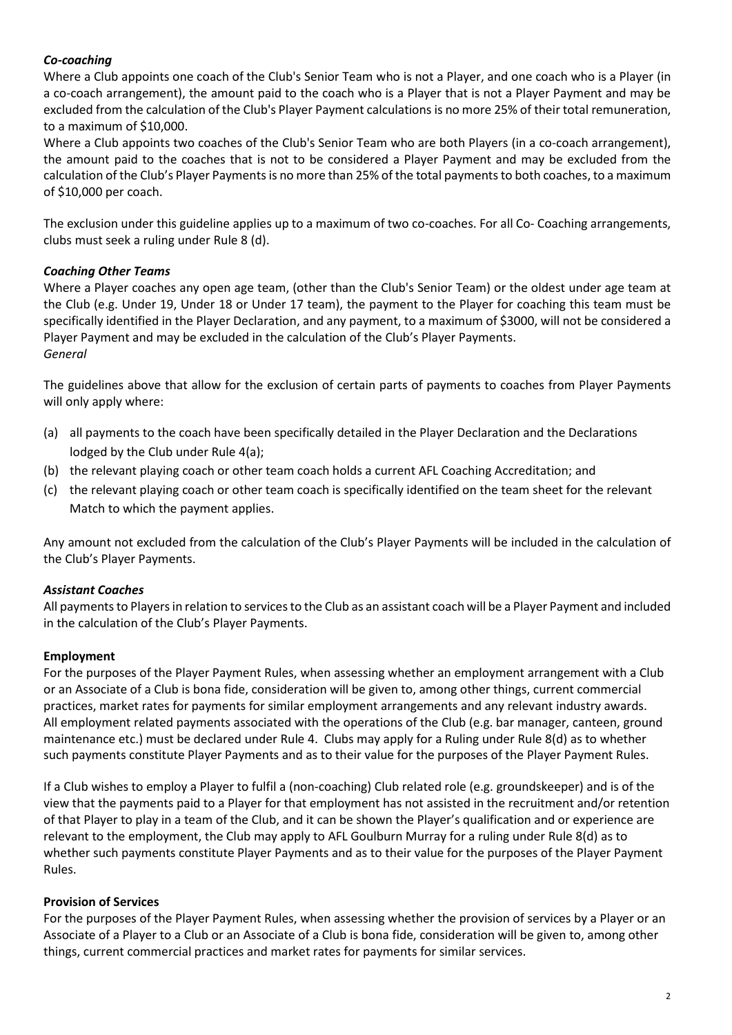***Co-coaching***

Where a Club appoints one coach of the Club's Senior Team who is not a Player, and one coach who is a Player (in a co-coach arrangement), the amount paid to the coach who is a Player that is not a Player Payment and may be excluded from the calculation of the Club's Player Payment calculations is no more 25% of their total remuneration, to a maximum of $10,000.

Where a Club appoints two coaches of the Club's Senior Team who are both Players (in a co-coach arrangement), the amount paid to the coaches that is not to be considered a Player Payment and may be excluded from the calculation of the Club's Player Payments is no more than 25% of the total payments to both coaches, to a maximum of $10,000 per coach.

The exclusion under this guideline applies up to a maximum of two co-coaches. For all Co- Coaching arrangements, clubs must seek a ruling under Rule 8 (d).

***Coaching Other Teams***

Where a Player coaches any open age team, (other than the Club's Senior Team) or the oldest under age team at the Club (e.g. Under 19, Under 18 or Under 17 team), the payment to the Player for coaching this team must be specifically identified in the Player Declaration, and any payment, to a maximum of $3000, will not be considered a Player Payment and may be excluded in the calculation of the Club's Player Payments.

*General*

The guidelines above that allow for the exclusion of certain parts of payments to coaches from Player Payments will only apply where:

(a) all payments to the coach have been specifically detailed in the Player Declaration and the Declarations lodged by the Club under Rule 4(a);

(b) the relevant playing coach or other team coach holds a current AFL Coaching Accreditation; and

(c) the relevant playing coach or other team coach is specifically identified on the team sheet for the relevant Match to which the payment applies.

Any amount not excluded from the calculation of the Club's Player Payments will be included in the calculation of the Club's Player Payments.

***Assistant Coaches***

All payments to Players in relation to services to the Club as an assistant coach will be a Player Payment and included in the calculation of the Club's Player Payments.

**Employment**

For the purposes of the Player Payment Rules, when assessing whether an employment arrangement with a Club or an Associate of a Club is bona fide, consideration will be given to, among other things, current commercial practices, market rates for payments for similar employment arrangements and any relevant industry awards. All employment related payments associated with the operations of the Club (e.g. bar manager, canteen, ground maintenance etc.) must be declared under Rule 4. Clubs may apply for a Ruling under Rule 8(d) as to whether such payments constitute Player Payments and as to their value for the purposes of the Player Payment Rules.

If a Club wishes to employ a Player to fulfil a (non-coaching) Club related role (e.g. groundskeeper) and is of the view that the payments paid to a Player for that employment has not assisted in the recruitment and/or retention of that Player to play in a team of the Club, and it can be shown the Player's qualification and or experience are relevant to the employment, the Club may apply to AFL Goulburn Murray for a ruling under Rule 8(d) as to whether such payments constitute Player Payments and as to their value for the purposes of the Player Payment Rules.

**Provision of Services**

For the purposes of the Player Payment Rules, when assessing whether the provision of services by a Player or an Associate of a Player to a Club or an Associate of a Club is bona fide, consideration will be given to, among other things, current commercial practices and market rates for payments for similar services.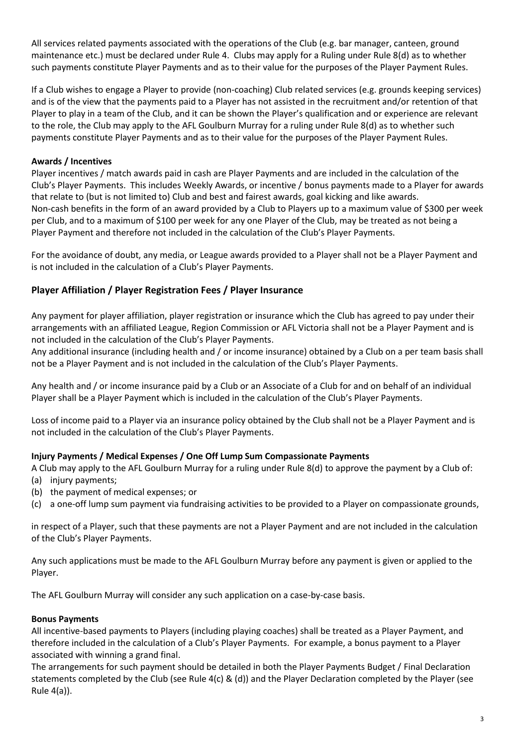All services related payments associated with the operations of the Club (e.g. bar manager, canteen, ground maintenance etc.) must be declared under Rule 4. Clubs may apply for a Ruling under Rule 8(d) as to whether such payments constitute Player Payments and as to their value for the purposes of the Player Payment Rules.

If a Club wishes to engage a Player to provide (non-coaching) Club related services (e.g. grounds keeping services) and is of the view that the payments paid to a Player has not assisted in the recruitment and/or retention of that Player to play in a team of the Club, and it can be shown the Player's qualification and or experience are relevant to the role, the Club may apply to the AFL Goulburn Murray for a ruling under Rule 8(d) as to whether such payments constitute Player Payments and as to their value for the purposes of the Player Payment Rules.

**Awards / Incentives**

Player incentives / match awards paid in cash are Player Payments and are included in the calculation of the Club's Player Payments. This includes Weekly Awards, or incentive / bonus payments made to a Player for awards that relate to (but is not limited to) Club and best and fairest awards, goal kicking and like awards.
Non-cash benefits in the form of an award provided by a Club to Players up to a maximum value of $300 per week per Club, and to a maximum of $100 per week for any one Player of the Club, may be treated as not being a Player Payment and therefore not included in the calculation of the Club's Player Payments.

For the avoidance of doubt, any media, or League awards provided to a Player shall not be a Player Payment and is not included in the calculation of a Club's Player Payments.

## Player Affiliation / Player Registration Fees / Player Insurance

Any payment for player affiliation, player registration or insurance which the Club has agreed to pay under their arrangements with an affiliated League, Region Commission or AFL Victoria shall not be a Player Payment and is not included in the calculation of the Club's Player Payments.
Any additional insurance (including health and / or income insurance) obtained by a Club on a per team basis shall not be a Player Payment and is not included in the calculation of the Club's Player Payments.

Any health and / or income insurance paid by a Club or an Associate of a Club for and on behalf of an individual Player shall be a Player Payment which is included in the calculation of the Club's Player Payments.

Loss of income paid to a Player via an insurance policy obtained by the Club shall not be a Player Payment and is not included in the calculation of the Club's Player Payments.

**Injury Payments / Medical Expenses / One Off Lump Sum Compassionate Payments**

A Club may apply to the AFL Goulburn Murray for a ruling under Rule 8(d) to approve the payment by a Club of:

(a) injury payments;
(b) the payment of medical expenses; or
(c) a one-off lump sum payment via fundraising activities to be provided to a Player on compassionate grounds,

in respect of a Player, such that these payments are not a Player Payment and are not included in the calculation of the Club's Player Payments.

Any such applications must be made to the AFL Goulburn Murray before any payment is given or applied to the Player.

The AFL Goulburn Murray will consider any such application on a case-by-case basis.

**Bonus Payments**

All incentive-based payments to Players (including playing coaches) shall be treated as a Player Payment, and therefore included in the calculation of a Club's Player Payments. For example, a bonus payment to a Player associated with winning a grand final.
The arrangements for such payment should be detailed in both the Player Payments Budget / Final Declaration statements completed by the Club (see Rule 4(c) & (d)) and the Player Declaration completed by the Player (see Rule 4(a)).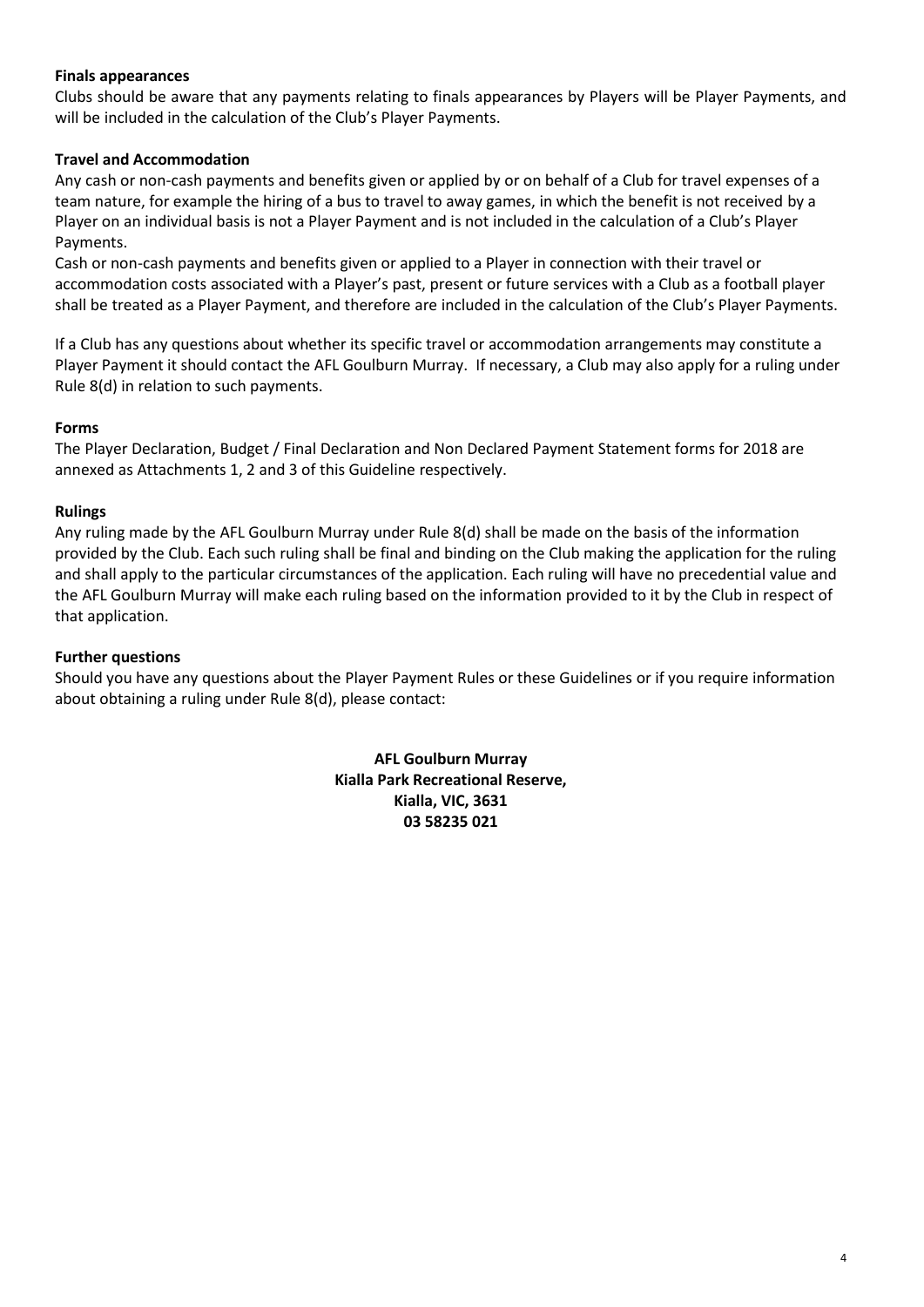**Finals appearances**

Clubs should be aware that any payments relating to finals appearances by Players will be Player Payments, and will be included in the calculation of the Club's Player Payments.

**Travel and Accommodation**

Any cash or non-cash payments and benefits given or applied by or on behalf of a Club for travel expenses of a team nature, for example the hiring of a bus to travel to away games, in which the benefit is not received by a Player on an individual basis is not a Player Payment and is not included in the calculation of a Club's Player Payments.

Cash or non-cash payments and benefits given or applied to a Player in connection with their travel or accommodation costs associated with a Player's past, present or future services with a Club as a football player shall be treated as a Player Payment, and therefore are included in the calculation of the Club's Player Payments.

If a Club has any questions about whether its specific travel or accommodation arrangements may constitute a Player Payment it should contact the AFL Goulburn Murray. If necessary, a Club may also apply for a ruling under Rule 8(d) in relation to such payments.

**Forms**

The Player Declaration, Budget / Final Declaration and Non Declared Payment Statement forms for 2018 are annexed as Attachments 1, 2 and 3 of this Guideline respectively.

**Rulings**

Any ruling made by the AFL Goulburn Murray under Rule 8(d) shall be made on the basis of the information provided by the Club. Each such ruling shall be final and binding on the Club making the application for the ruling and shall apply to the particular circumstances of the application. Each ruling will have no precedential value and the AFL Goulburn Murray will make each ruling based on the information provided to it by the Club in respect of that application.

**Further questions**

Should you have any questions about the Player Payment Rules or these Guidelines or if you require information about obtaining a ruling under Rule 8(d), please contact:

**AFL Goulburn Murray**
**Kialla Park Recreational Reserve,**
**Kialla, VIC, 3631**
**03 58235 021**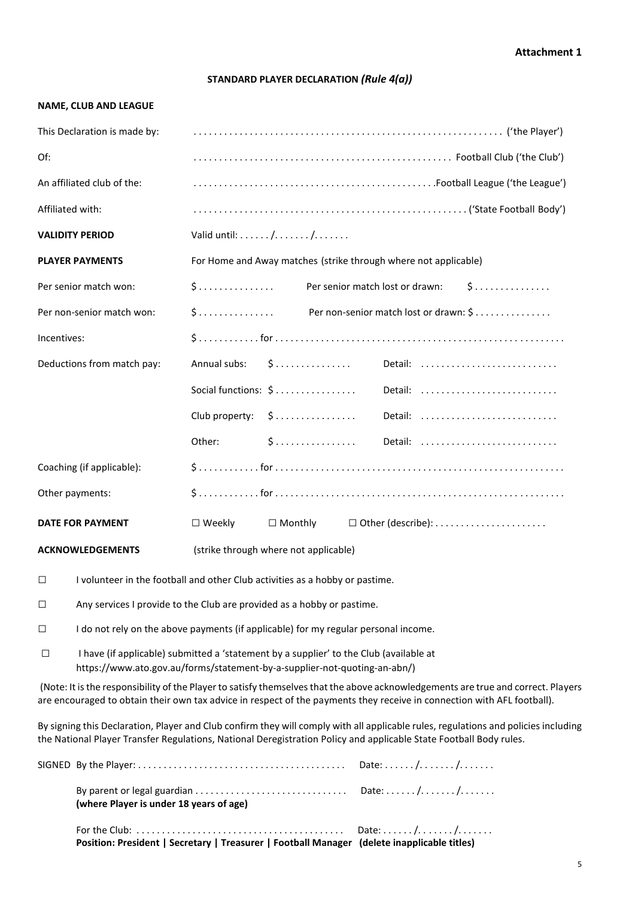**Attachment 1**

## STANDARD PLAYER DECLARATION *(Rule 4(a))*

**NAME, CLUB AND LEAGUE**

| | |
|---|---|
| This Declaration is made by: | ............................................................ ('the Player') |
| Of: | .................................................. Football Club ('the Club') |
| An affiliated club of the: | ..............................................Football League ('the League') |
| Affiliated with: | .................................................... ('State Football Body') |
| **VALIDITY PERIOD** | Valid until: ....../......./....... |
| **PLAYER PAYMENTS** | For Home and Away matches (strike through where not applicable) |
| Per senior match won: | $.............. Per senior match lost or drawn: $.............. |
| Per non-senior match won: | $.............. Per non-senior match lost or drawn: $.............. |
| Incentives: | $............ for ....................................................... |
| Deductions from match pay: | Annual subs: $.............. Detail: .......................... |
| | Social functions: $............... Detail: .......................... |
| | Club property: $............... Detail: .......................... |
| | Other: $............... Detail: .......................... |
| Coaching (if applicable): | $............ for ....................................................... |
| Other payments: | $............ for ....................................................... |
| **DATE FOR PAYMENT** | ☐ Weekly ☐ Monthly ☐ Other (describe):..................... |
| **ACKNOWLEDGEMENTS** | (strike through where not applicable) |

☐ I volunteer in the football and other Club activities as a hobby or pastime.

☐ Any services I provide to the Club are provided as a hobby or pastime.

☐ I do not rely on the above payments (if applicable) for my regular personal income.

☐ I have (if applicable) submitted a 'statement by a supplier' to the Club (available at https://www.ato.gov.au/forms/statement-by-a-supplier-not-quoting-an-abn/)

(Note: It is the responsibility of the Player to satisfy themselves that the above acknowledgements are true and correct. Players are encouraged to obtain their own tax advice in respect of the payments they receive in connection with AFL football).

By signing this Declaration, Player and Club confirm they will comply with all applicable rules, regulations and policies including the National Player Transfer Regulations, National Deregistration Policy and applicable State Football Body rules.

SIGNED By the Player: ........................................ Date: ....../......./.......

By parent or legal guardian ............................. Date: ....../......./.......
**(where Player is under 18 years of age)**

For the Club: ........................................ Date: ....../......./.......
**Position: President | Secretary | Treasurer | Football Manager (delete inapplicable titles)**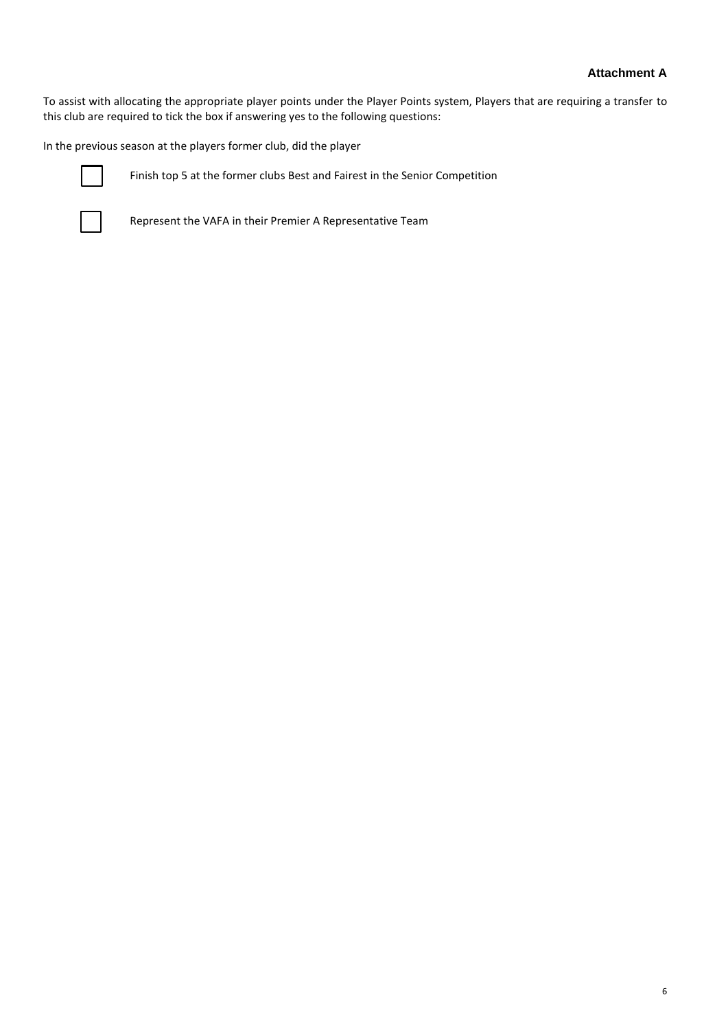**Attachment A**

To assist with allocating the appropriate player points under the Player Points system, Players that are requiring a transfer to this club are required to tick the box if answering yes to the following questions:

In the previous season at the players former club, did the player

- ☐ Finish top 5 at the former clubs Best and Fairest in the Senior Competition

- ☐ Represent the VAFA in their Premier A Representative Team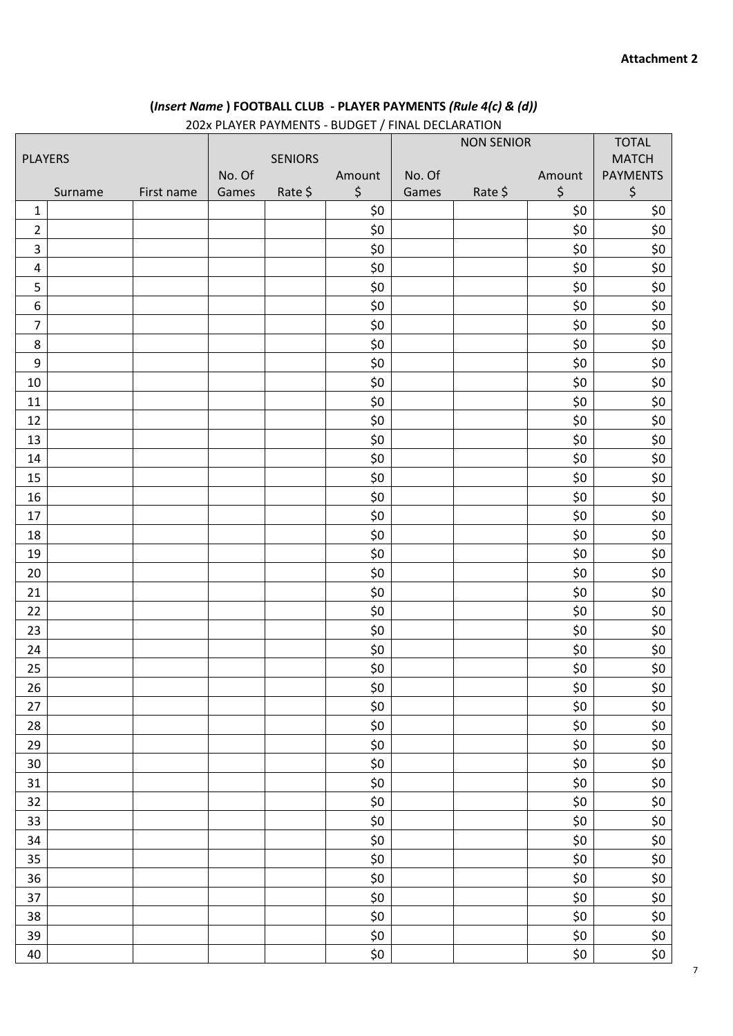**Attachment 2**

## (*Insert Name* ) FOOTBALL CLUB - PLAYER PAYMENTS *(Rule 4(c) & (d))*

202x PLAYER PAYMENTS - BUDGET / FINAL DECLARATION

| PLAYERS | | | SENIORS | | | NON SENIOR | | | TOTAL MATCH PAYMENTS |
|---|---|---|---|---|---|---|---|---|---|
| | Surname | First name | No. Of Games | Rate $ | Amount $ | No. Of Games | Rate $ | Amount $ | $ |
| 1 | | | | | $0 | | | $0 | $0 |
| 2 | | | | | $0 | | | $0 | $0 |
| 3 | | | | | $0 | | | $0 | $0 |
| 4 | | | | | $0 | | | $0 | $0 |
| 5 | | | | | $0 | | | $0 | $0 |
| 6 | | | | | $0 | | | $0 | $0 |
| 7 | | | | | $0 | | | $0 | $0 |
| 8 | | | | | $0 | | | $0 | $0 |
| 9 | | | | | $0 | | | $0 | $0 |
| 10 | | | | | $0 | | | $0 | $0 |
| 11 | | | | | $0 | | | $0 | $0 |
| 12 | | | | | $0 | | | $0 | $0 |
| 13 | | | | | $0 | | | $0 | $0 |
| 14 | | | | | $0 | | | $0 | $0 |
| 15 | | | | | $0 | | | $0 | $0 |
| 16 | | | | | $0 | | | $0 | $0 |
| 17 | | | | | $0 | | | $0 | $0 |
| 18 | | | | | $0 | | | $0 | $0 |
| 19 | | | | | $0 | | | $0 | $0 |
| 20 | | | | | $0 | | | $0 | $0 |
| 21 | | | | | $0 | | | $0 | $0 |
| 22 | | | | | $0 | | | $0 | $0 |
| 23 | | | | | $0 | | | $0 | $0 |
| 24 | | | | | $0 | | | $0 | $0 |
| 25 | | | | | $0 | | | $0 | $0 |
| 26 | | | | | $0 | | | $0 | $0 |
| 27 | | | | | $0 | | | $0 | $0 |
| 28 | | | | | $0 | | | $0 | $0 |
| 29 | | | | | $0 | | | $0 | $0 |
| 30 | | | | | $0 | | | $0 | $0 |
| 31 | | | | | $0 | | | $0 | $0 |
| 32 | | | | | $0 | | | $0 | $0 |
| 33 | | | | | $0 | | | $0 | $0 |
| 34 | | | | | $0 | | | $0 | $0 |
| 35 | | | | | $0 | | | $0 | $0 |
| 36 | | | | | $0 | | | $0 | $0 |
| 37 | | | | | $0 | | | $0 | $0 |
| 38 | | | | | $0 | | | $0 | $0 |
| 39 | | | | | $0 | | | $0 | $0 |
| 40 | | | | | $0 | | | $0 | $0 |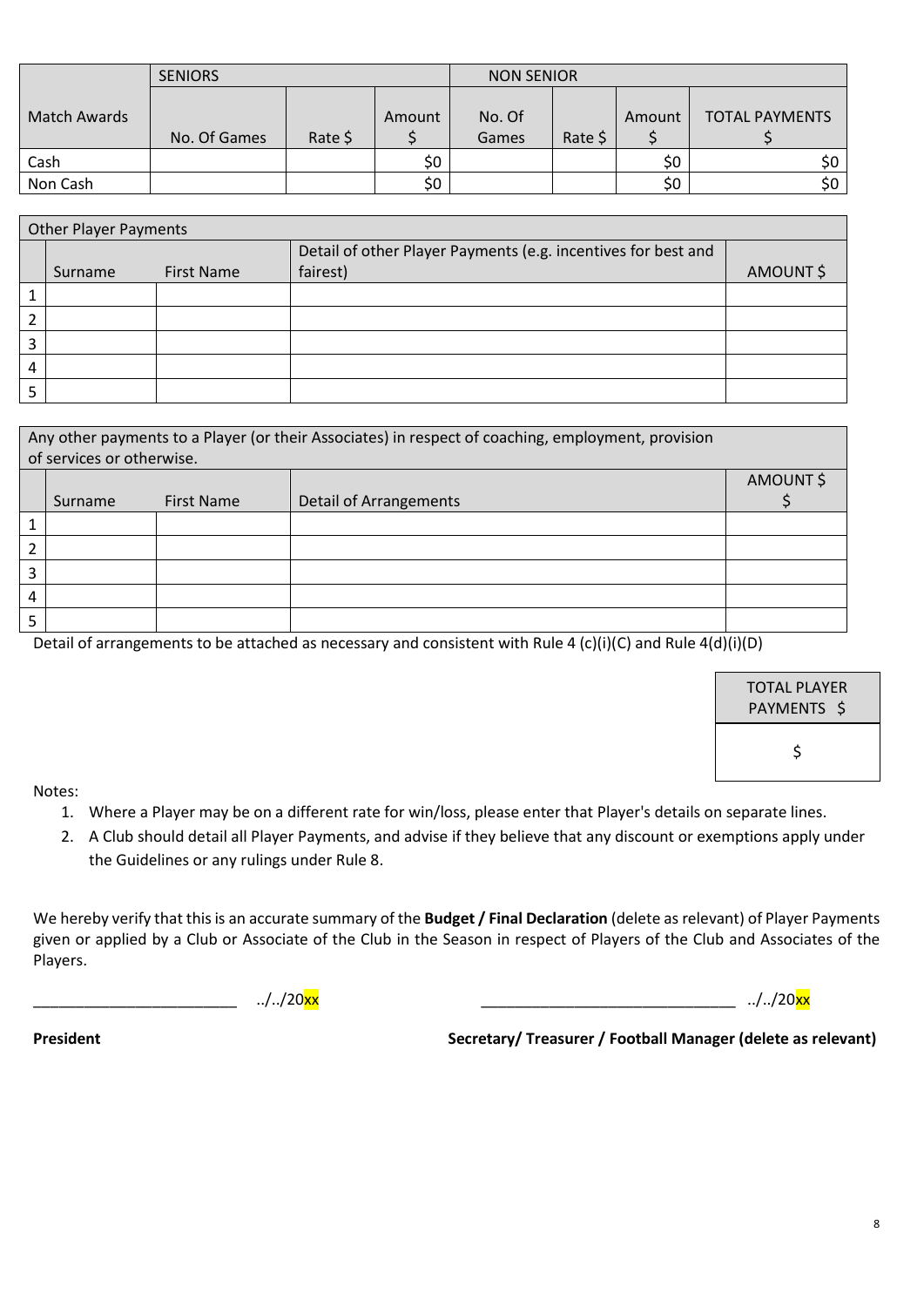| Match Awards | SENIORS | | | NON SENIOR | | | TOTAL PAYMENTS $ |
|---|---|---|---|---|---|---|---|
| | No. Of Games | Rate $ | Amount $ | No. Of Games | Rate $ | Amount $ | |
| Cash | | | $0 | | | $0 | $0 |
| Non Cash | | | $0 | | | $0 | $0 |

| Other Player Payments | | | | |
|---|---|---|---|---|
| | Surname | First Name | Detail of other Player Payments (e.g. incentives for best and fairest) | AMOUNT $ |
| 1 | | | | |
| 2 | | | | |
| 3 | | | | |
| 4 | | | | |
| 5 | | | | |

| Any other payments to a Player (or their Associates) in respect of coaching, employment, provision of services or otherwise. | | | | |
|---|---|---|---|---|
| | Surname | First Name | Detail of Arrangements | AMOUNT $ |
| 1 | | | | |
| 2 | | | | |
| 3 | | | | |
| 4 | | | | |
| 5 | | | | |

Detail of arrangements to be attached as necessary and consistent with Rule 4 (c)(i)(C) and Rule 4(d)(i)(D)

| TOTAL PLAYER PAYMENTS $ |
|---|
| $ |

Notes:

1. Where a Player may be on a different rate for win/loss, please enter that Player's details on separate lines.
2. A Club should detail all Player Payments, and advise if they believe that any discount or exemptions apply under the Guidelines or any rulings under Rule 8.

We hereby verify that this is an accurate summary of the **Budget / Final Declaration** (delete as relevant) of Player Payments given or applied by a Club or Associate of the Club in the Season in respect of Players of the Club and Associates of the Players.

________________________ ../../20xx                ______________________________ ../../20xx

**President**                **Secretary/ Treasurer / Football Manager (delete as relevant)**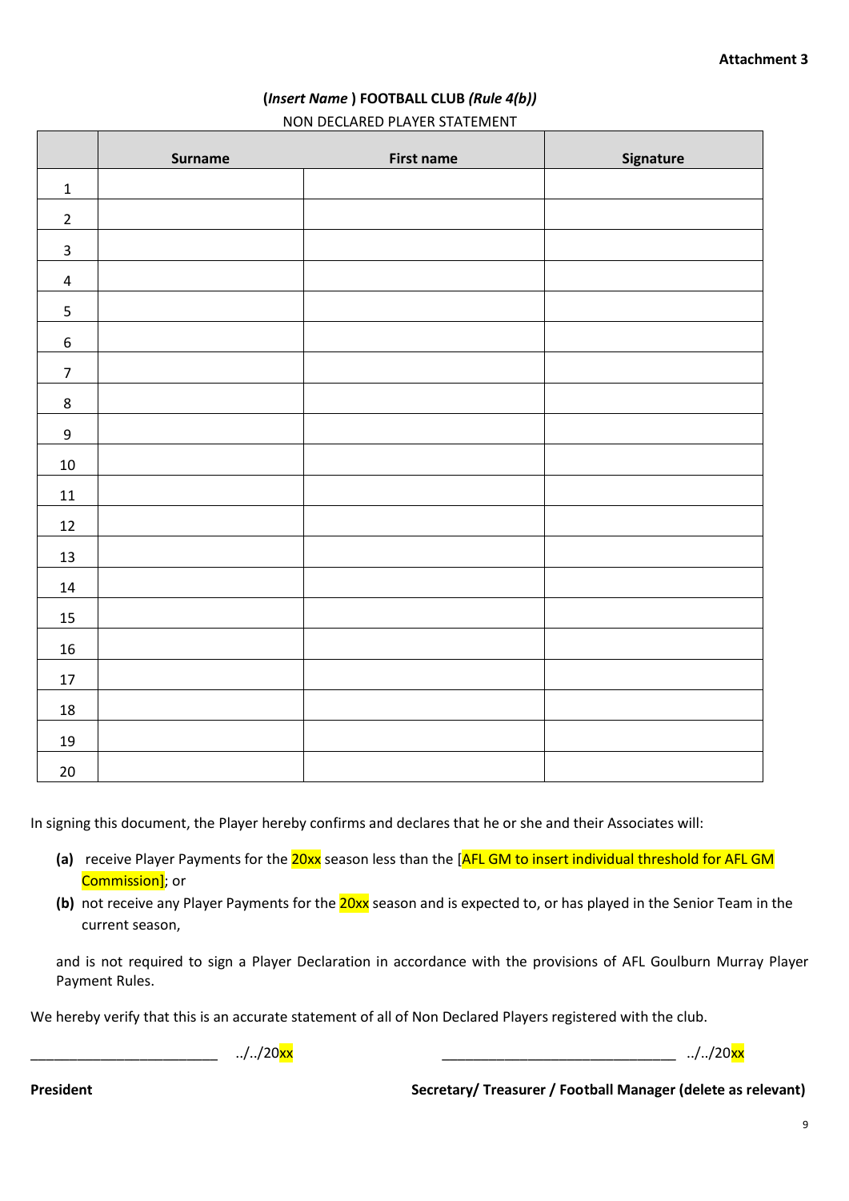**Attachment 3**

**(*Insert Name* ) FOOTBALL CLUB *(Rule 4(b))***

NON DECLARED PLAYER STATEMENT

| | Surname | First name | Signature |
|---|---|---|---|
| 1 | | | |
| 2 | | | |
| 3 | | | |
| 4 | | | |
| 5 | | | |
| 6 | | | |
| 7 | | | |
| 8 | | | |
| 9 | | | |
| 10 | | | |
| 11 | | | |
| 12 | | | |
| 13 | | | |
| 14 | | | |
| 15 | | | |
| 16 | | | |
| 17 | | | |
| 18 | | | |
| 19 | | | |
| 20 | | | |

In signing this document, the Player hereby confirms and declares that he or she and their Associates will:

**(a)** receive Player Payments for the 20xx season less than the [AFL GM to insert individual threshold for AFL GM Commission]; or

**(b)** not receive any Player Payments for the 20xx season and is expected to, or has played in the Senior Team in the current season,

and is not required to sign a Player Declaration in accordance with the provisions of AFL Goulburn Murray Player Payment Rules.

We hereby verify that this is an accurate statement of all of Non Declared Players registered with the club.

________________________ ../../20xx &nbsp;&nbsp;&nbsp;&nbsp;&nbsp; ______________________________ ../../20xx

**President** &nbsp;&nbsp;&nbsp;&nbsp;&nbsp; **Secretary/ Treasurer / Football Manager (delete as relevant)**